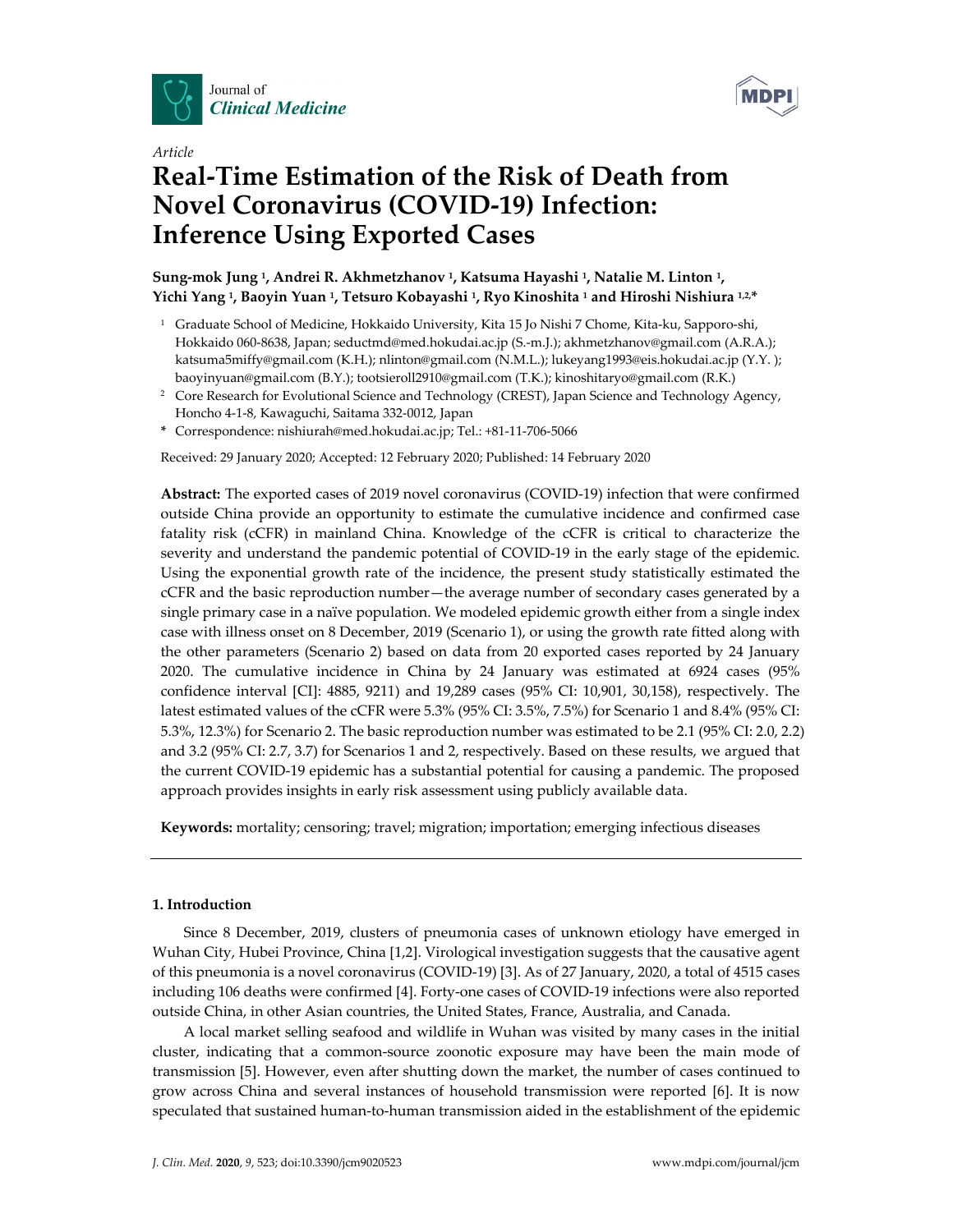Article

# Real-Time Estimation of the Risk of Death from Novel Coronavirus (COVID-19) Infection: Inference Using Exported Cases

**Sung-mok Jung [1], Andrei R. Akhmetzhanov [1], Katsuma Hayashi [1], Natalie M. Linton [1], Yichi Yang [1], Baoyin Yuan [1], Tetsuro Kobayashi [1], Ryo Kinoshita [1] and Hiroshi Nishiura [1,2,*]**

[1] Graduate School of Medicine, Hokkaido University, Kita 15 Jo Nishi 7 Chome, Kita-ku, Sapporo-shi, Hokkaido 060-8638, Japan; seductmd@med.hokudai.ac.jp (S.-m.J.); akhmetzhanov@gmail.com (A.R.A.); katsuma5miffy@gmail.com (K.H.); nlinton@gmail.com (N.M.L.); lukeyang1993@eis.hokudai.ac.jp (Y.Y. ); baoyinyuan@gmail.com (B.Y.); tootsieroll2910@gmail.com (T.K.); kinoshitaryo@gmail.com (R.K.)

[2] Core Research for Evolutional Science and Technology (CREST), Japan Science and Technology Agency, Honcho 4-1-8, Kawaguchi, Saitama 332-0012, Japan

\* Correspondence: nishiurah@med.hokudai.ac.jp; Tel.: +81-11-706-5066

Received: 29 January 2020; Accepted: 12 February 2020; Published: 14 February 2020

**Abstract:** The exported cases of 2019 novel coronavirus (COVID-19) infection that were confirmed outside China provide an opportunity to estimate the cumulative incidence and confirmed case fatality risk (cCFR) in mainland China. Knowledge of the cCFR is critical to characterize the severity and understand the pandemic potential of COVID-19 in the early stage of the epidemic. Using the exponential growth rate of the incidence, the present study statistically estimated the cCFR and the basic reproduction number—the average number of secondary cases generated by a single primary case in a naïve population. We modeled epidemic growth either from a single index case with illness onset on 8 December, 2019 (Scenario 1), or using the growth rate fitted along with the other parameters (Scenario 2) based on data from 20 exported cases reported by 24 January 2020. The cumulative incidence in China by 24 January was estimated at 6924 cases (95% confidence interval [CI]: 4885, 9211) and 19,289 cases (95% CI: 10,901, 30,158), respectively. The latest estimated values of the cCFR were 5.3% (95% CI: 3.5%, 7.5%) for Scenario 1 and 8.4% (95% CI: 5.3%, 12.3%) for Scenario 2. The basic reproduction number was estimated to be 2.1 (95% CI: 2.0, 2.2) and 3.2 (95% CI: 2.7, 3.7) for Scenarios 1 and 2, respectively. Based on these results, we argued that the current COVID-19 epidemic has a substantial potential for causing a pandemic. The proposed approach provides insights in early risk assessment using publicly available data.

**Keywords:** mortality; censoring; travel; migration; importation; emerging infectious diseases

## 1. Introduction

Since 8 December, 2019, clusters of pneumonia cases of unknown etiology have emerged in Wuhan City, Hubei Province, China [1,2]. Virological investigation suggests that the causative agent of this pneumonia is a novel coronavirus (COVID-19) [3]. As of 27 January, 2020, a total of 4515 cases including 106 deaths were confirmed [4]. Forty-one cases of COVID-19 infections were also reported outside China, in other Asian countries, the United States, France, Australia, and Canada.

A local market selling seafood and wildlife in Wuhan was visited by many cases in the initial cluster, indicating that a common-source zoonotic exposure may have been the main mode of transmission [5]. However, even after shutting down the market, the number of cases continued to grow across China and several instances of household transmission were reported [6]. It is now speculated that sustained human-to-human transmission aided in the establishment of the epidemic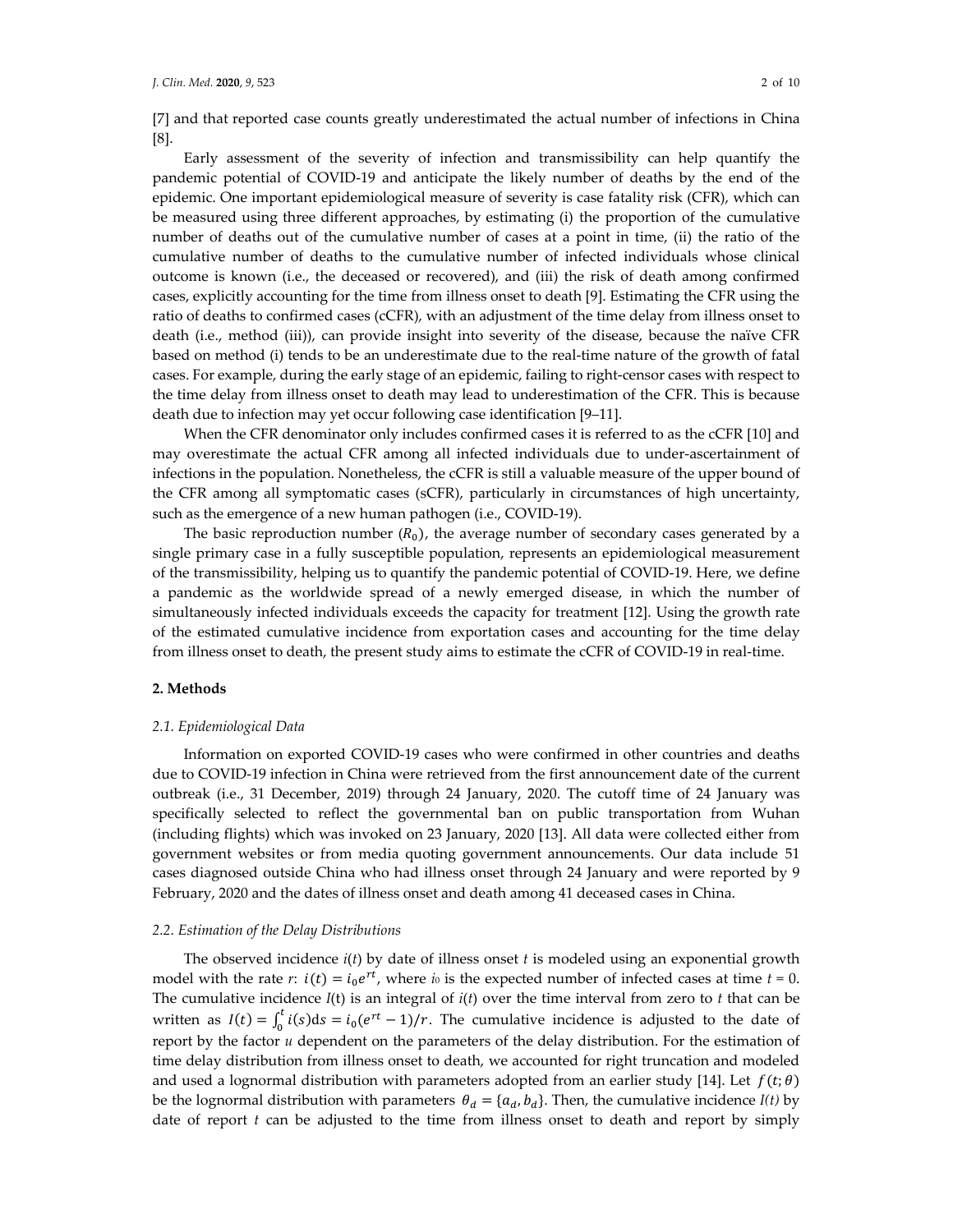[7] and that reported case counts greatly underestimated the actual number of infections in China [8].

Early assessment of the severity of infection and transmissibility can help quantify the pandemic potential of COVID-19 and anticipate the likely number of deaths by the end of the epidemic. One important epidemiological measure of severity is case fatality risk (CFR), which can be measured using three different approaches, by estimating (i) the proportion of the cumulative number of deaths out of the cumulative number of cases at a point in time, (ii) the ratio of the cumulative number of deaths to the cumulative number of infected individuals whose clinical outcome is known (i.e., the deceased or recovered), and (iii) the risk of death among confirmed cases, explicitly accounting for the time from illness onset to death [9]. Estimating the CFR using the ratio of deaths to confirmed cases (cCFR), with an adjustment of the time delay from illness onset to death (i.e., method (iii)), can provide insight into severity of the disease, because the naïve CFR based on method (i) tends to be an underestimate due to the real-time nature of the growth of fatal cases. For example, during the early stage of an epidemic, failing to right-censor cases with respect to the time delay from illness onset to death may lead to underestimation of the CFR. This is because death due to infection may yet occur following case identification [9–11].

When the CFR denominator only includes confirmed cases it is referred to as the cCFR [10] and may overestimate the actual CFR among all infected individuals due to under-ascertainment of infections in the population. Nonetheless, the cCFR is still a valuable measure of the upper bound of the CFR among all symptomatic cases (sCFR), particularly in circumstances of high uncertainty, such as the emergence of a new human pathogen (i.e., COVID-19).

The basic reproduction number ($R_0$), the average number of secondary cases generated by a single primary case in a fully susceptible population, represents an epidemiological measurement of the transmissibility, helping us to quantify the pandemic potential of COVID-19. Here, we define a pandemic as the worldwide spread of a newly emerged disease, in which the number of simultaneously infected individuals exceeds the capacity for treatment [12]. Using the growth rate of the estimated cumulative incidence from exportation cases and accounting for the time delay from illness onset to death, the present study aims to estimate the cCFR of COVID-19 in real-time.

## 2. Methods

### *2.1. Epidemiological Data*

Information on exported COVID-19 cases who were confirmed in other countries and deaths due to COVID-19 infection in China were retrieved from the first announcement date of the current outbreak (i.e., 31 December, 2019) through 24 January, 2020. The cutoff time of 24 January was specifically selected to reflect the governmental ban on public transportation from Wuhan (including flights) which was invoked on 23 January, 2020 [13]. All data were collected either from government websites or from media quoting government announcements. Our data include 51 cases diagnosed outside China who had illness onset through 24 January and were reported by 9 February, 2020 and the dates of illness onset and death among 41 deceased cases in China.

### *2.2. Estimation of the Delay Distributions*

The observed incidence $i(t)$ by date of illness onset $t$ is modeled using an exponential growth model with the rate $r$: $i(t) = i_0 e^{rt}$, where $i_0$ is the expected number of infected cases at time $t = 0$. The cumulative incidence $I(t)$ is an integral of $i(t)$ over the time interval from zero to $t$ that can be written as $I(t) = \int_0^t i(s)\mathrm{d}s = i_0(e^{rt} - 1)/r$. The cumulative incidence is adjusted to the date of report by the factor $u$ dependent on the parameters of the delay distribution. For the estimation of time delay distribution from illness onset to death, we accounted for right truncation and modeled and used a lognormal distribution with parameters adopted from an earlier study [14]. Let $f(t;\theta)$ be the lognormal distribution with parameters $\theta_d = \{a_d, b_d\}$. Then, the cumulative incidence $I(t)$ by date of report $t$ can be adjusted to the time from illness onset to death and report by simply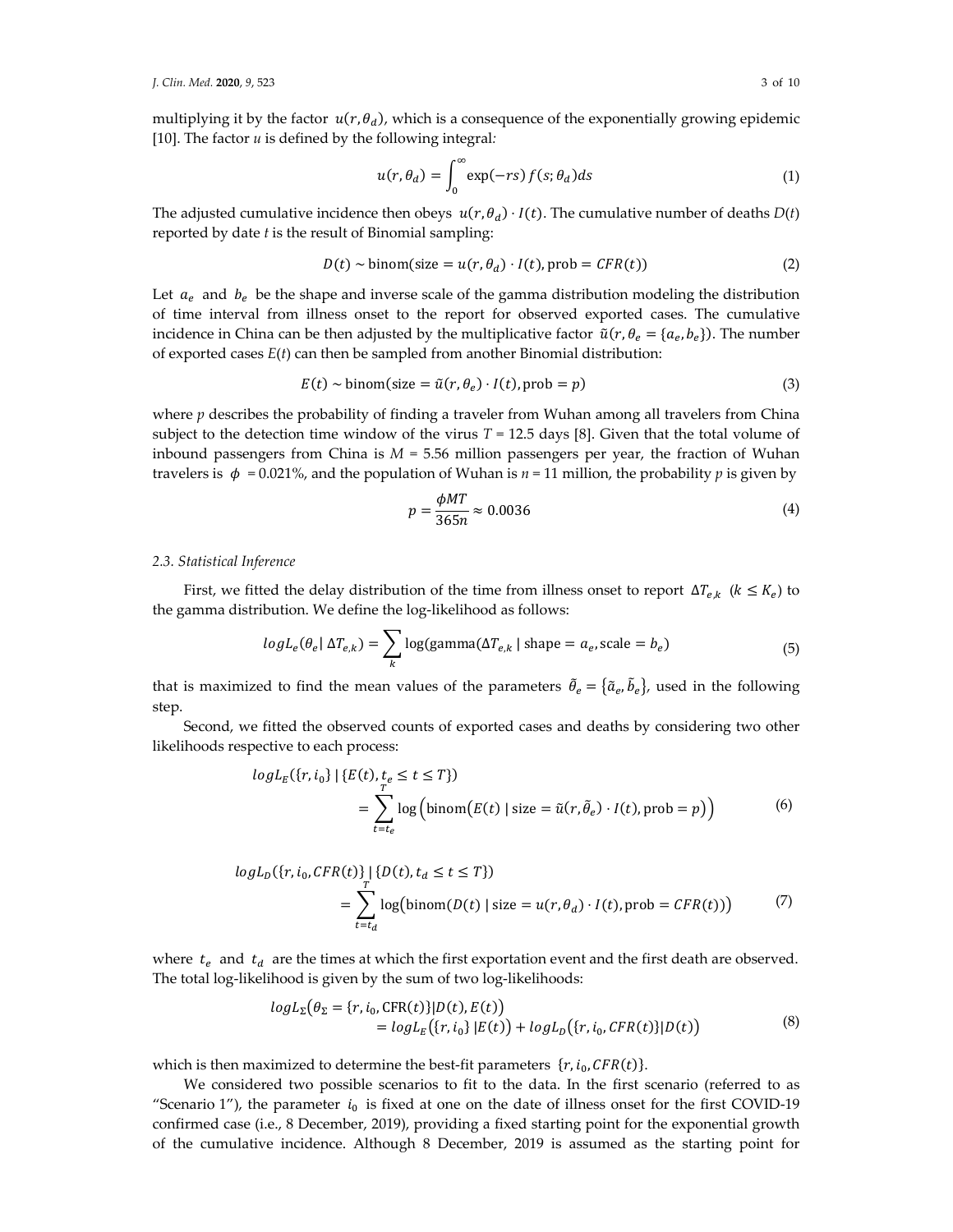multiplying it by the factor $u(r, \theta_d)$, which is a consequence of the exponentially growing epidemic [10]. The factor $u$ is defined by the following integral:

$$u(r, \theta_d) = \int_0^\infty \exp(-rs) f(s; \theta_d) ds \tag{1}$$

The adjusted cumulative incidence then obeys $u(r, \theta_d) \cdot I(t)$. The cumulative number of deaths $D(t)$ reported by date $t$ is the result of Binomial sampling:

$$D(t) \sim \text{binom}(\text{size} = u(r, \theta_d) \cdot I(t), \text{prob} = CFR(t)) \tag{2}$$

Let $a_e$ and $b_e$ be the shape and inverse scale of the gamma distribution modeling the distribution of time interval from illness onset to the report for observed exported cases. The cumulative incidence in China can be then adjusted by the multiplicative factor $\tilde{u}(r, \theta_e = \{a_e, b_e\})$. The number of exported cases $E(t)$ can then be sampled from another Binomial distribution:

$$E(t) \sim \text{binom}(\text{size} = \tilde{u}(r, \theta_e) \cdot I(t), \text{prob} = p) \tag{3}$$

where $p$ describes the probability of finding a traveler from Wuhan among all travelers from China subject to the detection time window of the virus $T$ = 12.5 days [8]. Given that the total volume of inbound passengers from China is $M$ = 5.56 million passengers per year, the fraction of Wuhan travelers is $\phi$ = 0.021%, and the population of Wuhan is $n$ = 11 million, the probability $p$ is given by

$$p = \frac{\phi M T}{365 n} \approx 0.0036 \tag{4}$$

### 2.3. Statistical Inference

First, we fitted the delay distribution of the time from illness onset to report $\Delta T_{e,k}$ ($k \leq K_e$) to the gamma distribution. We define the log-likelihood as follows:

$$logL_e(\theta_e | \Delta T_{e,k}) = \sum_k \log(\text{gamma}(\Delta T_{e,k} \mid \text{shape} = a_e, \text{scale} = b_e) \tag{5}$$

that is maximized to find the mean values of the parameters $\tilde{\theta}_e = \{\tilde{a}_e, \tilde{b}_e\}$, used in the following step.

Second, we fitted the observed counts of exported cases and deaths by considering two other likelihoods respective to each process:

$$\begin{aligned} logL_E(\{r, i_0\} \mid \{E(t), t_e \leq t \leq T\}) \\ = \sum_{t=t_e}^{T} \log\left(\text{binom}\left(E(t) \mid \text{size} = \tilde{u}(r, \tilde{\theta}_e) \cdot I(t), \text{prob} = p\right)\right) \end{aligned} \tag{6}$$

$$\begin{aligned} logL_D(\{r, i_0, CFR(t)\} \mid \{D(t), t_d \leq t \leq T\}) \\ = \sum_{t=t_d}^{T} \log\left(\text{binom}\left(D(t) \mid \text{size} = u(r, \theta_d) \cdot I(t), \text{prob} = CFR(t)\right)\right) \end{aligned} \tag{7}$$

where $t_e$ and $t_d$ are the times at which the first exportation event and the first death are observed. The total log-likelihood is given by the sum of two log-likelihoods:

$$\begin{aligned} logL_\Sigma\left(\theta_\Sigma = \{r, i_0, \text{CFR}(t)\} | D(t), E(t)\right) \\ = logL_E\left(\{r, i_0\} | E(t)\right) + logL_D\left(\{r, i_0, CFR(t)\} | D(t)\right) \end{aligned} \tag{8}$$

which is then maximized to determine the best-fit parameters $\{r, i_0, CFR(t)\}$.

We considered two possible scenarios to fit to the data. In the first scenario (referred to as "Scenario 1"), the parameter $i_0$ is fixed at one on the date of illness onset for the first COVID-19 confirmed case (i.e., 8 December, 2019), providing a fixed starting point for the exponential growth of the cumulative incidence. Although 8 December, 2019 is assumed as the starting point for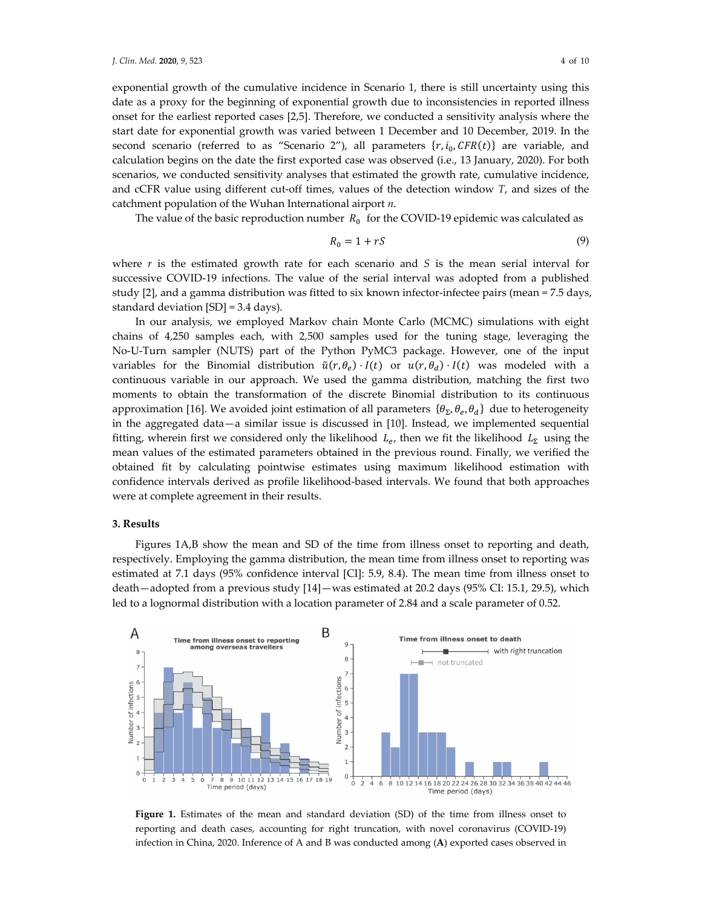exponential growth of the cumulative incidence in Scenario 1, there is still uncertainty using this date as a proxy for the beginning of exponential growth due to inconsistencies in reported illness onset for the earliest reported cases [2,5]. Therefore, we conducted a sensitivity analysis where the start date for exponential growth was varied between 1 December and 10 December, 2019. In the second scenario (referred to as "Scenario 2"), all parameters $\{r, i_0, CFR(t)\}$ are variable, and calculation begins on the date the first exported case was observed (i.e., 13 January, 2020). For both scenarios, we conducted sensitivity analyses that estimated the growth rate, cumulative incidence, and cCFR value using different cut-off times, values of the detection window $T$, and sizes of the catchment population of the Wuhan International airport $n$.

The value of the basic reproduction number $R_0$ for the COVID-19 epidemic was calculated as

$$R_0 = 1 + rS \tag{9}$$

where $r$ is the estimated growth rate for each scenario and $S$ is the mean serial interval for successive COVID-19 infections. The value of the serial interval was adopted from a published study [2], and a gamma distribution was fitted to six known infector-infectee pairs (mean = 7.5 days, standard deviation [SD] = 3.4 days).

In our analysis, we employed Markov chain Monte Carlo (MCMC) simulations with eight chains of 4,250 samples each, with 2,500 samples used for the tuning stage, leveraging the No-U-Turn sampler (NUTS) part of the Python PyMC3 package. However, one of the input variables for the Binomial distribution $\tilde{u}(r, \theta_e) \cdot I(t)$ or $u(r, \theta_d) \cdot I(t)$ was modeled with a continuous variable in our approach. We used the gamma distribution, matching the first two moments to obtain the transformation of the discrete Binomial distribution to its continuous approximation [16]. We avoided joint estimation of all parameters $\{\theta_\Sigma, \theta_e, \theta_d\}$ due to heterogeneity in the aggregated data—a similar issue is discussed in [10]. Instead, we implemented sequential fitting, wherein first we considered only the likelihood $L_e$, then we fit the likelihood $L_\Sigma$ using the mean values of the estimated parameters obtained in the previous round. Finally, we verified the obtained fit by calculating pointwise estimates using maximum likelihood estimation with confidence intervals derived as profile likelihood-based intervals. We found that both approaches were at complete agreement in their results.

## 3. Results

Figures 1A,B show the mean and SD of the time from illness onset to reporting and death, respectively. Employing the gamma distribution, the mean time from illness onset to reporting was estimated at 7.1 days (95% confidence interval [CI]: 5.9, 8.4). The mean time from illness onset to death—adopted from a previous study [14]—was estimated at 20.2 days (95% CI: 15.1, 29.5), which led to a lognormal distribution with a location parameter of 2.84 and a scale parameter of 0.52.

**Figure 1.** Estimates of the mean and standard deviation (SD) of the time from illness onset to reporting and death cases, accounting for right truncation, with novel coronavirus (COVID-19) infection in China, 2020. Inference of A and B was conducted among (**A**) exported cases observed in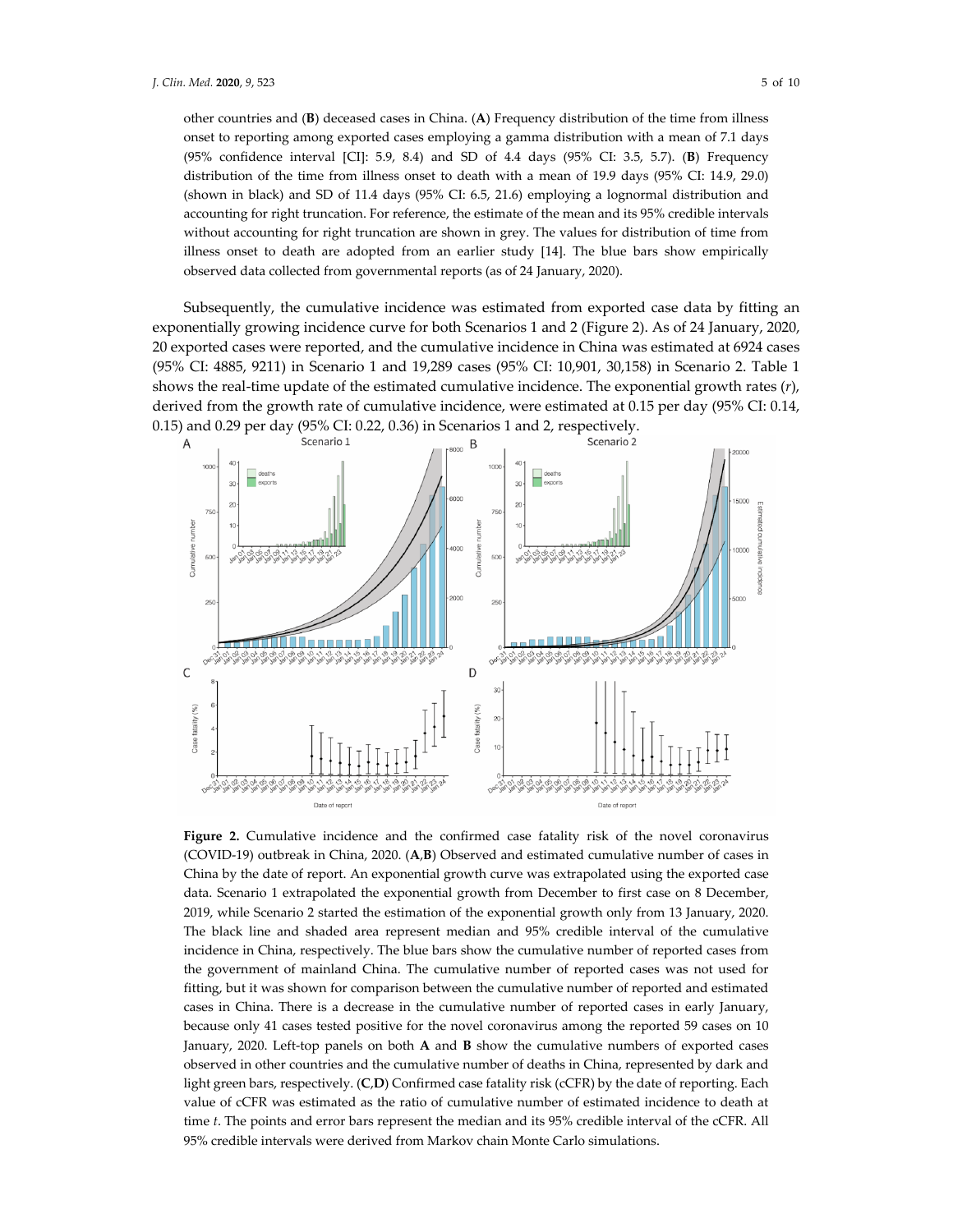other countries and (**B**) deceased cases in China. (**A**) Frequency distribution of the time from illness onset to reporting among exported cases employing a gamma distribution with a mean of 7.1 days (95% confidence interval [CI]: 5.9, 8.4) and SD of 4.4 days (95% CI: 3.5, 5.7). (**B**) Frequency distribution of the time from illness onset to death with a mean of 19.9 days (95% CI: 14.9, 29.0) (shown in black) and SD of 11.4 days (95% CI: 6.5, 21.6) employing a lognormal distribution and accounting for right truncation. For reference, the estimate of the mean and its 95% credible intervals without accounting for right truncation are shown in grey. The values for distribution of time from illness onset to death are adopted from an earlier study [14]. The blue bars show empirically observed data collected from governmental reports (as of 24 January, 2020).

Subsequently, the cumulative incidence was estimated from exported case data by fitting an exponentially growing incidence curve for both Scenarios 1 and 2 (Figure 2). As of 24 January, 2020, 20 exported cases were reported, and the cumulative incidence in China was estimated at 6924 cases (95% CI: 4885, 9211) in Scenario 1 and 19,289 cases (95% CI: 10,901, 30,158) in Scenario 2. Table 1 shows the real-time update of the estimated cumulative incidence. The exponential growth rates ($r$), derived from the growth rate of cumulative incidence, were estimated at 0.15 per day (95% CI: 0.14, 0.15) and 0.29 per day (95% CI: 0.22, 0.36) in Scenarios 1 and 2, respectively.

**Figure 2.** Cumulative incidence and the confirmed case fatality risk of the novel coronavirus (COVID-19) outbreak in China, 2020. (**A**,**B**) Observed and estimated cumulative number of cases in China by the date of report. An exponential growth curve was extrapolated using the exported case data. Scenario 1 extrapolated the exponential growth from December to first case on 8 December, 2019, while Scenario 2 started the estimation of the exponential growth only from 13 January, 2020. The black line and shaded area represent median and 95% credible interval of the cumulative incidence in China, respectively. The blue bars show the cumulative number of reported cases from the government of mainland China. The cumulative number of reported cases was not used for fitting, but it was shown for comparison between the cumulative number of reported and estimated cases in China. There is a decrease in the cumulative number of reported cases in early January, because only 41 cases tested positive for the novel coronavirus among the reported 59 cases on 10 January, 2020. Left-top panels on both **A** and **B** show the cumulative numbers of exported cases observed in other countries and the cumulative number of deaths in China, represented by dark and light green bars, respectively. (**C**,**D**) Confirmed case fatality risk (cCFR) by the date of reporting. Each value of cCFR was estimated as the ratio of cumulative number of estimated incidence to death at time $t$. The points and error bars represent the median and its 95% credible interval of the cCFR. All 95% credible intervals were derived from Markov chain Monte Carlo simulations.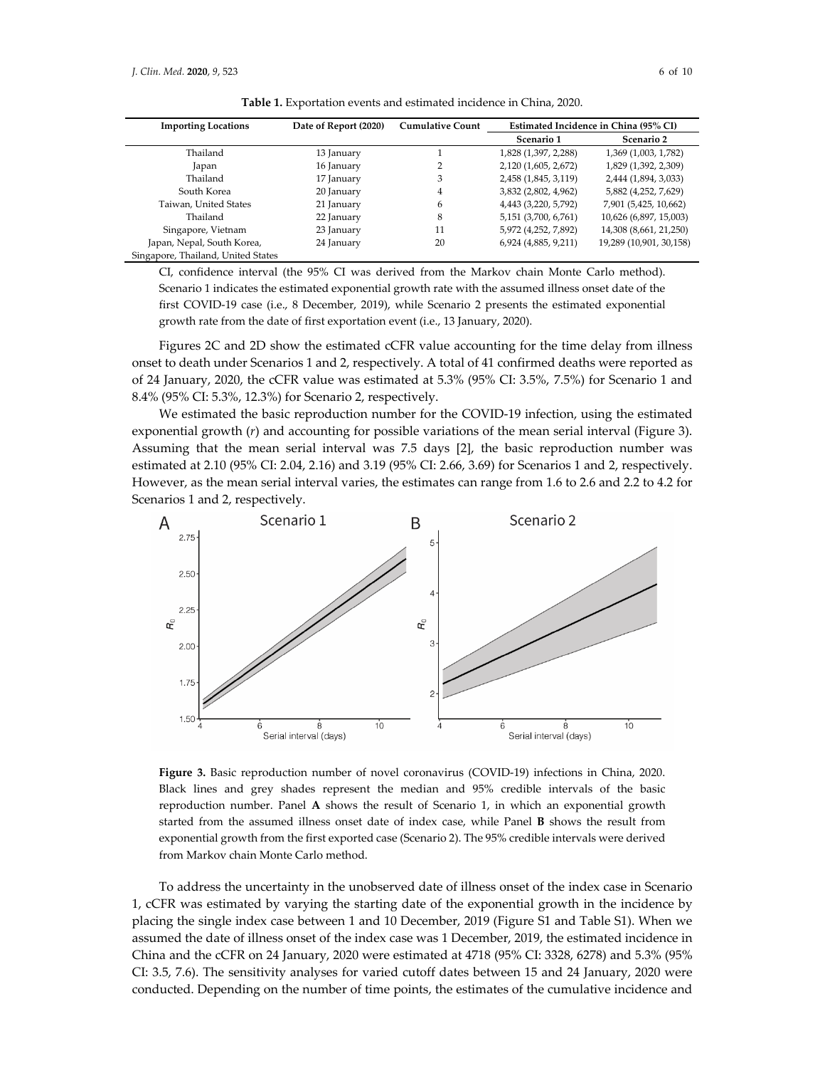**Table 1.** Exportation events and estimated incidence in China, 2020.

| Importing Locations | Date of Report (2020) | Cumulative Count | Estimated Incidence in China (95% CI) | |
|---|---|---|---|---|
| | | | Scenario 1 | Scenario 2 |
| Thailand | 13 January | 1 | 1,828 (1,397, 2,288) | 1,369 (1,003, 1,782) |
| Japan | 16 January | 2 | 2,120 (1,605, 2,672) | 1,829 (1,392, 2,309) |
| Thailand | 17 January | 3 | 2,458 (1,845, 3,119) | 2,444 (1,894, 3,033) |
| South Korea | 20 January | 4 | 3,832 (2,802, 4,962) | 5,882 (4,252, 7,629) |
| Taiwan, United States | 21 January | 6 | 4,443 (3,220, 5,792) | 7,901 (5,425, 10,662) |
| Thailand | 22 January | 8 | 5,151 (3,700, 6,761) | 10,626 (6,897, 15,003) |
| Singapore, Vietnam | 23 January | 11 | 5,972 (4,252, 7,892) | 14,308 (8,661, 21,250) |
| Japan, Nepal, South Korea, Singapore, Thailand, United States | 24 January | 20 | 6,924 (4,885, 9,211) | 19,289 (10,901, 30,158) |

CI, confidence interval (the 95% CI was derived from the Markov chain Monte Carlo method). Scenario 1 indicates the estimated exponential growth rate with the assumed illness onset date of the first COVID-19 case (i.e., 8 December, 2019), while Scenario 2 presents the estimated exponential growth rate from the date of first exportation event (i.e., 13 January, 2020).

Figures 2C and 2D show the estimated cCFR value accounting for the time delay from illness onset to death under Scenarios 1 and 2, respectively. A total of 41 confirmed deaths were reported as of 24 January, 2020, the cCFR value was estimated at 5.3% (95% CI: 3.5%, 7.5%) for Scenario 1 and 8.4% (95% CI: 5.3%, 12.3%) for Scenario 2, respectively.

We estimated the basic reproduction number for the COVID-19 infection, using the estimated exponential growth ($r$) and accounting for possible variations of the mean serial interval (Figure 3). Assuming that the mean serial interval was 7.5 days [2], the basic reproduction number was estimated at 2.10 (95% CI: 2.04, 2.16) and 3.19 (95% CI: 2.66, 3.69) for Scenarios 1 and 2, respectively. However, as the mean serial interval varies, the estimates can range from 1.6 to 2.6 and 2.2 to 4.2 for Scenarios 1 and 2, respectively.

**Figure 3.** Basic reproduction number of novel coronavirus (COVID-19) infections in China, 2020. Black lines and grey shades represent the median and 95% credible intervals of the basic reproduction number. Panel **A** shows the result of Scenario 1, in which an exponential growth started from the assumed illness onset date of index case, while Panel **B** shows the result from exponential growth from the first exported case (Scenario 2). The 95% credible intervals were derived from Markov chain Monte Carlo method.

To address the uncertainty in the unobserved date of illness onset of the index case in Scenario 1, cCFR was estimated by varying the starting date of the exponential growth in the incidence by placing the single index case between 1 and 10 December, 2019 (Figure S1 and Table S1). When we assumed the date of illness onset of the index case was 1 December, 2019, the estimated incidence in China and the cCFR on 24 January, 2020 were estimated at 4718 (95% CI: 3328, 6278) and 5.3% (95% CI: 3.5, 7.6). The sensitivity analyses for varied cutoff dates between 15 and 24 January, 2020 were conducted. Depending on the number of time points, the estimates of the cumulative incidence and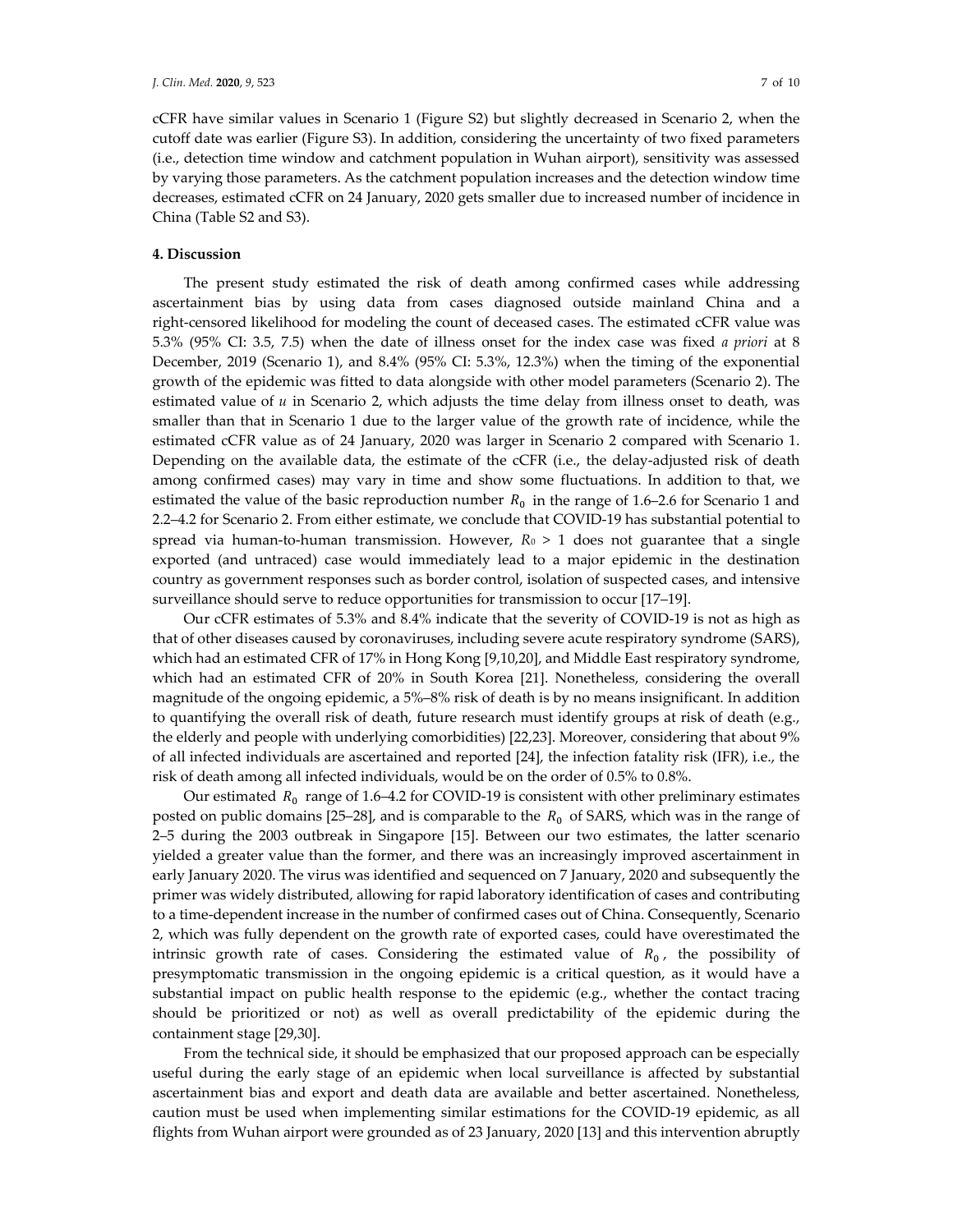cCFR have similar values in Scenario 1 (Figure S2) but slightly decreased in Scenario 2, when the cutoff date was earlier (Figure S3). In addition, considering the uncertainty of two fixed parameters (i.e., detection time window and catchment population in Wuhan airport), sensitivity was assessed by varying those parameters. As the catchment population increases and the detection window time decreases, estimated cCFR on 24 January, 2020 gets smaller due to increased number of incidence in China (Table S2 and S3).

## 4. Discussion

The present study estimated the risk of death among confirmed cases while addressing ascertainment bias by using data from cases diagnosed outside mainland China and a right-censored likelihood for modeling the count of deceased cases. The estimated cCFR value was 5.3% (95% CI: 3.5, 7.5) when the date of illness onset for the index case was fixed *a priori* at 8 December, 2019 (Scenario 1), and 8.4% (95% CI: 5.3%, 12.3%) when the timing of the exponential growth of the epidemic was fitted to data alongside with other model parameters (Scenario 2). The estimated value of $u$ in Scenario 2, which adjusts the time delay from illness onset to death, was smaller than that in Scenario 1 due to the larger value of the growth rate of incidence, while the estimated cCFR value as of 24 January, 2020 was larger in Scenario 2 compared with Scenario 1. Depending on the available data, the estimate of the cCFR (i.e., the delay-adjusted risk of death among confirmed cases) may vary in time and show some fluctuations. In addition to that, we estimated the value of the basic reproduction number $R_0$ in the range of 1.6–2.6 for Scenario 1 and 2.2–4.2 for Scenario 2. From either estimate, we conclude that COVID-19 has substantial potential to spread via human-to-human transmission. However, $R_0 > 1$ does not guarantee that a single exported (and untraced) case would immediately lead to a major epidemic in the destination country as government responses such as border control, isolation of suspected cases, and intensive surveillance should serve to reduce opportunities for transmission to occur [17–19].

Our cCFR estimates of 5.3% and 8.4% indicate that the severity of COVID-19 is not as high as that of other diseases caused by coronaviruses, including severe acute respiratory syndrome (SARS), which had an estimated CFR of 17% in Hong Kong [9,10,20], and Middle East respiratory syndrome, which had an estimated CFR of 20% in South Korea [21]. Nonetheless, considering the overall magnitude of the ongoing epidemic, a 5%–8% risk of death is by no means insignificant. In addition to quantifying the overall risk of death, future research must identify groups at risk of death (e.g., the elderly and people with underlying comorbidities) [22,23]. Moreover, considering that about 9% of all infected individuals are ascertained and reported [24], the infection fatality risk (IFR), i.e., the risk of death among all infected individuals, would be on the order of 0.5% to 0.8%.

Our estimated $R_0$ range of 1.6–4.2 for COVID-19 is consistent with other preliminary estimates posted on public domains [25–28], and is comparable to the $R_0$ of SARS, which was in the range of 2–5 during the 2003 outbreak in Singapore [15]. Between our two estimates, the latter scenario yielded a greater value than the former, and there was an increasingly improved ascertainment in early January 2020. The virus was identified and sequenced on 7 January, 2020 and subsequently the primer was widely distributed, allowing for rapid laboratory identification of cases and contributing to a time-dependent increase in the number of confirmed cases out of China. Consequently, Scenario 2, which was fully dependent on the growth rate of exported cases, could have overestimated the intrinsic growth rate of cases. Considering the estimated value of $R_0$, the possibility of presymptomatic transmission in the ongoing epidemic is a critical question, as it would have a substantial impact on public health response to the epidemic (e.g., whether the contact tracing should be prioritized or not) as well as overall predictability of the epidemic during the containment stage [29,30].

From the technical side, it should be emphasized that our proposed approach can be especially useful during the early stage of an epidemic when local surveillance is affected by substantial ascertainment bias and export and death data are available and better ascertained. Nonetheless, caution must be used when implementing similar estimations for the COVID-19 epidemic, as all flights from Wuhan airport were grounded as of 23 January, 2020 [13] and this intervention abruptly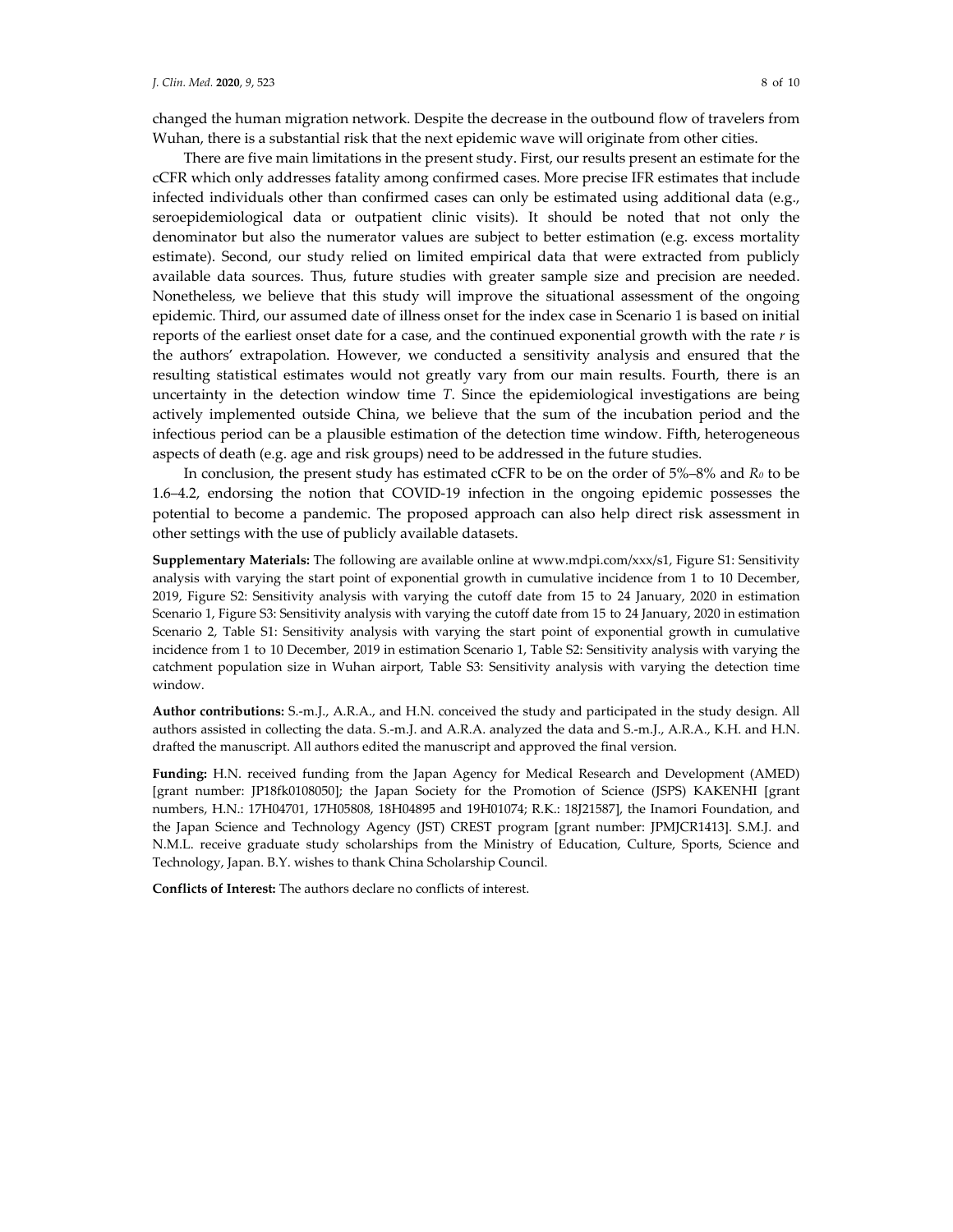changed the human migration network. Despite the decrease in the outbound flow of travelers from Wuhan, there is a substantial risk that the next epidemic wave will originate from other cities.

There are five main limitations in the present study. First, our results present an estimate for the cCFR which only addresses fatality among confirmed cases. More precise IFR estimates that include infected individuals other than confirmed cases can only be estimated using additional data (e.g., seroepidemiological data or outpatient clinic visits). It should be noted that not only the denominator but also the numerator values are subject to better estimation (e.g. excess mortality estimate). Second, our study relied on limited empirical data that were extracted from publicly available data sources. Thus, future studies with greater sample size and precision are needed. Nonetheless, we believe that this study will improve the situational assessment of the ongoing epidemic. Third, our assumed date of illness onset for the index case in Scenario 1 is based on initial reports of the earliest onset date for a case, and the continued exponential growth with the rate $r$ is the authors' extrapolation. However, we conducted a sensitivity analysis and ensured that the resulting statistical estimates would not greatly vary from our main results. Fourth, there is an uncertainty in the detection window time $T$. Since the epidemiological investigations are being actively implemented outside China, we believe that the sum of the incubation period and the infectious period can be a plausible estimation of the detection time window. Fifth, heterogeneous aspects of death (e.g. age and risk groups) need to be addressed in the future studies.

In conclusion, the present study has estimated cCFR to be on the order of 5%–8% and $R_0$ to be 1.6–4.2, endorsing the notion that COVID-19 infection in the ongoing epidemic possesses the potential to become a pandemic. The proposed approach can also help direct risk assessment in other settings with the use of publicly available datasets.

**Supplementary Materials:** The following are available online at www.mdpi.com/xxx/s1, Figure S1: Sensitivity analysis with varying the start point of exponential growth in cumulative incidence from 1 to 10 December, 2019, Figure S2: Sensitivity analysis with varying the cutoff date from 15 to 24 January, 2020 in estimation Scenario 1, Figure S3: Sensitivity analysis with varying the cutoff date from 15 to 24 January, 2020 in estimation Scenario 2, Table S1: Sensitivity analysis with varying the start point of exponential growth in cumulative incidence from 1 to 10 December, 2019 in estimation Scenario 1, Table S2: Sensitivity analysis with varying the catchment population size in Wuhan airport, Table S3: Sensitivity analysis with varying the detection time window.

**Author contributions:** S.-m.J., A.R.A., and H.N. conceived the study and participated in the study design. All authors assisted in collecting the data. S.-m.J. and A.R.A. analyzed the data and S.-m.J., A.R.A., K.H. and H.N. drafted the manuscript. All authors edited the manuscript and approved the final version.

**Funding:** H.N. received funding from the Japan Agency for Medical Research and Development (AMED) [grant number: JP18fk0108050]; the Japan Society for the Promotion of Science (JSPS) KAKENHI [grant numbers, H.N.: 17H04701, 17H05808, 18H04895 and 19H01074; R.K.: 18J21587], the Inamori Foundation, and the Japan Science and Technology Agency (JST) CREST program [grant number: JPMJCR1413]. S.M.J. and N.M.L. receive graduate study scholarships from the Ministry of Education, Culture, Sports, Science and Technology, Japan. B.Y. wishes to thank China Scholarship Council.

**Conflicts of Interest:** The authors declare no conflicts of interest.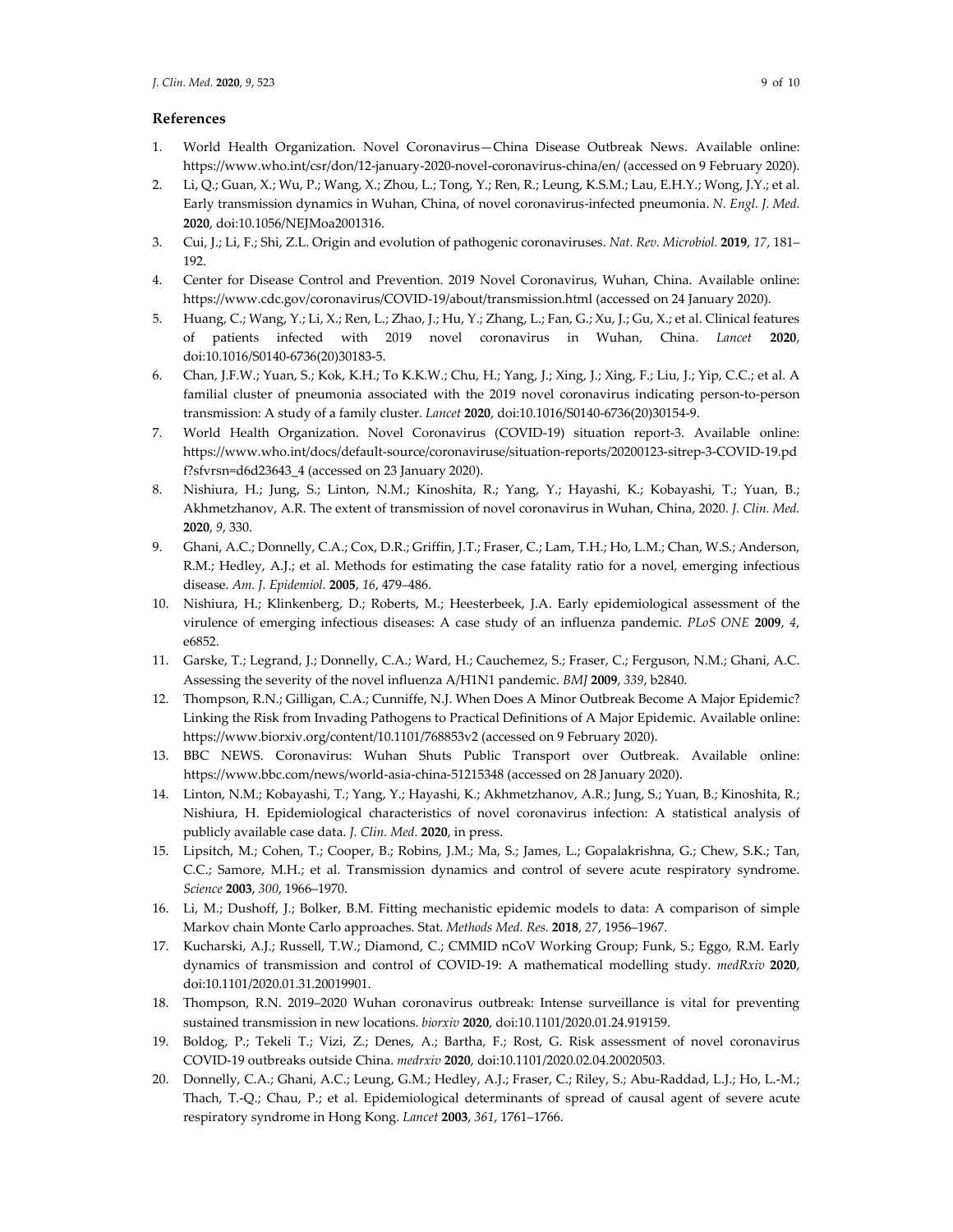## References

1. World Health Organization. Novel Coronavirus—China Disease Outbreak News. Available online: https://www.who.int/csr/don/12-january-2020-novel-coronavirus-china/en/ (accessed on 9 February 2020).
2. Li, Q.; Guan, X.; Wu, P.; Wang, X.; Zhou, L.; Tong, Y.; Ren, R.; Leung, K.S.M.; Lau, E.H.Y.; Wong, J.Y.; et al. Early transmission dynamics in Wuhan, China, of novel coronavirus-infected pneumonia. *N. Engl. J. Med.* **2020**, doi:10.1056/NEJMoa2001316.
3. Cui, J.; Li, F.; Shi, Z.L. Origin and evolution of pathogenic coronaviruses. *Nat. Rev. Microbiol.* **2019**, *17*, 181–192.
4. Center for Disease Control and Prevention. 2019 Novel Coronavirus, Wuhan, China. Available online: https://www.cdc.gov/coronavirus/COVID-19/about/transmission.html (accessed on 24 January 2020).
5. Huang, C.; Wang, Y.; Li, X.; Ren, L.; Zhao, J.; Hu, Y.; Zhang, L.; Fan, G.; Xu, J.; Gu, X.; et al. Clinical features of patients infected with 2019 novel coronavirus in Wuhan, China. *Lancet* **2020**, doi:10.1016/S0140-6736(20)30183-5.
6. Chan, J.F.W.; Yuan, S.; Kok, K.H.; To K.K.W.; Chu, H.; Yang, J.; Xing, J.; Xing, F.; Liu, J.; Yip, C.C.; et al. A familial cluster of pneumonia associated with the 2019 novel coronavirus indicating person-to-person transmission: A study of a family cluster. *Lancet* **2020**, doi:10.1016/S0140-6736(20)30154-9.
7. World Health Organization. Novel Coronavirus (COVID-19) situation report-3. Available online: https://www.who.int/docs/default-source/coronaviruse/situation-reports/20200123-sitrep-3-COVID-19.pdf?sfvrsn=d6d23643_4 (accessed on 23 January 2020).
8. Nishiura, H.; Jung, S.; Linton, N.M.; Kinoshita, R.; Yang, Y.; Hayashi, K.; Kobayashi, T.; Yuan, B.; Akhmetzhanov, A.R. The extent of transmission of novel coronavirus in Wuhan, China, 2020. *J. Clin. Med.* **2020**, *9*, 330.
9. Ghani, A.C.; Donnelly, C.A.; Cox, D.R.; Griffin, J.T.; Fraser, C.; Lam, T.H.; Ho, L.M.; Chan, W.S.; Anderson, R.M.; Hedley, A.J.; et al. Methods for estimating the case fatality ratio for a novel, emerging infectious disease. *Am. J. Epidemiol.* **2005**, *16*, 479–486.
10. Nishiura, H.; Klinkenberg, D.; Roberts, M.; Heesterbeek, J.A. Early epidemiological assessment of the virulence of emerging infectious diseases: A case study of an influenza pandemic. *PLoS ONE* **2009**, *4*, e6852.
11. Garske, T.; Legrand, J.; Donnelly, C.A.; Ward, H.; Cauchemez, S.; Fraser, C.; Ferguson, N.M.; Ghani, A.C. Assessing the severity of the novel influenza A/H1N1 pandemic. *BMJ* **2009**, *339*, b2840.
12. Thompson, R.N.; Gilligan, C.A.; Cunniffe, N.J. When Does A Minor Outbreak Become A Major Epidemic? Linking the Risk from Invading Pathogens to Practical Definitions of A Major Epidemic. Available online: https://www.biorxiv.org/content/10.1101/768853v2 (accessed on 9 February 2020).
13. BBC NEWS. Coronavirus: Wuhan Shuts Public Transport over Outbreak. Available online: https://www.bbc.com/news/world-asia-china-51215348 (accessed on 28 January 2020).
14. Linton, N.M.; Kobayashi, T.; Yang, Y.; Hayashi, K.; Akhmetzhanov, A.R.; Jung, S.; Yuan, B.; Kinoshita, R.; Nishiura, H. Epidemiological characteristics of novel coronavirus infection: A statistical analysis of publicly available case data. *J. Clin. Med.* **2020**, in press.
15. Lipsitch, M.; Cohen, T.; Cooper, B.; Robins, J.M.; Ma, S.; James, L.; Gopalakrishna, G.; Chew, S.K.; Tan, C.C.; Samore, M.H.; et al. Transmission dynamics and control of severe acute respiratory syndrome. *Science* **2003**, *300*, 1966–1970.
16. Li, M.; Dushoff, J.; Bolker, B.M. Fitting mechanistic epidemic models to data: A comparison of simple Markov chain Monte Carlo approaches. Stat. *Methods Med. Res.* **2018**, *27*, 1956–1967.
17. Kucharski, A.J.; Russell, T.W.; Diamond, C.; CMMID nCoV Working Group; Funk, S.; Eggo, R.M. Early dynamics of transmission and control of COVID-19: A mathematical modelling study. *medRxiv* **2020**, doi:10.1101/2020.01.31.20019901.
18. Thompson, R.N. 2019–2020 Wuhan coronavirus outbreak: Intense surveillance is vital for preventing sustained transmission in new locations. *biorxiv* **2020**, doi:10.1101/2020.01.24.919159.
19. Boldog, P.; Tekeli T.; Vizi, Z.; Denes, A.; Bartha, F.; Rost, G. Risk assessment of novel coronavirus COVID-19 outbreaks outside China. *medrxiv* **2020**, doi:10.1101/2020.02.04.20020503.
20. Donnelly, C.A.; Ghani, A.C.; Leung, G.M.; Hedley, A.J.; Fraser, C.; Riley, S.; Abu-Raddad, L.J.; Ho, L.-M.; Thach, T.-Q.; Chau, P.; et al. Epidemiological determinants of spread of causal agent of severe acute respiratory syndrome in Hong Kong. *Lancet* **2003**, *361*, 1761–1766.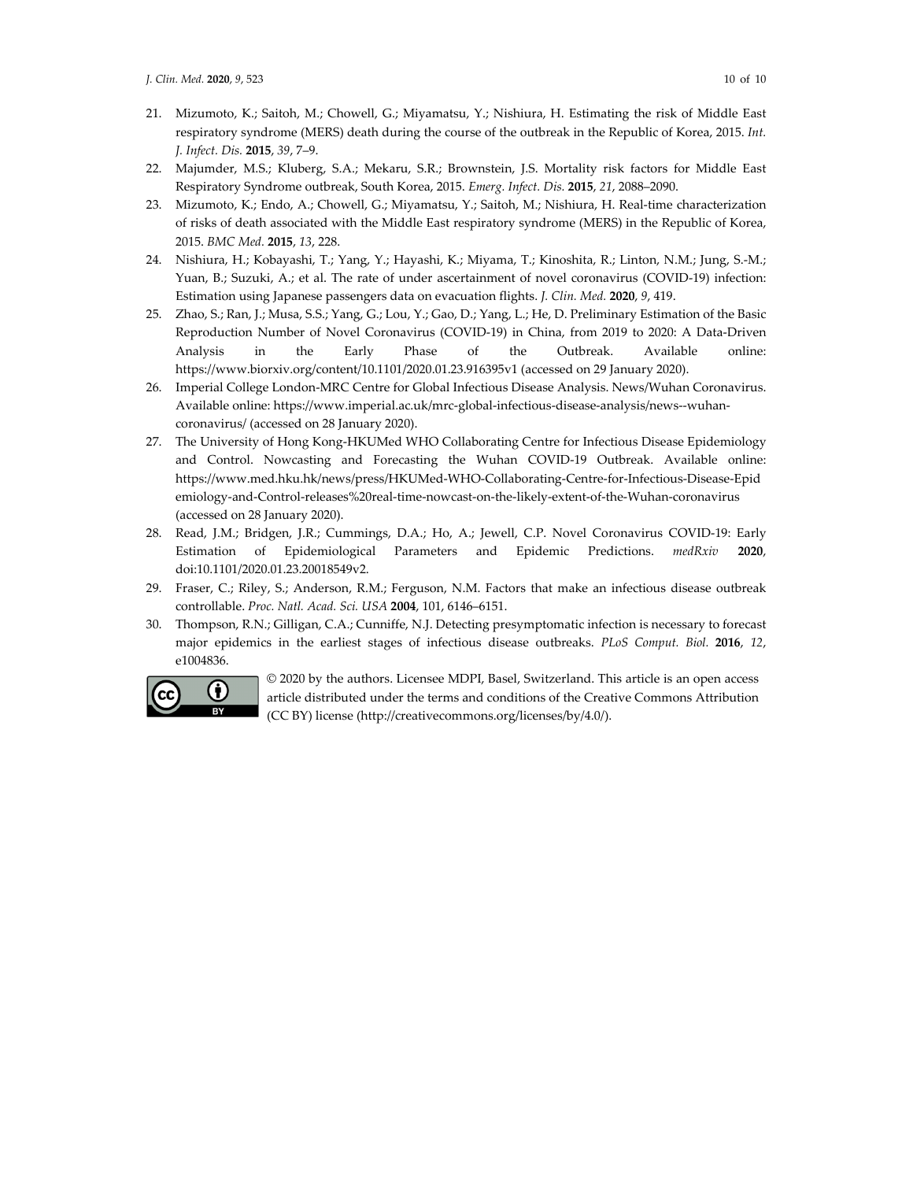21. Mizumoto, K.; Saitoh, M.; Chowell, G.; Miyamatsu, Y.; Nishiura, H. Estimating the risk of Middle East respiratory syndrome (MERS) death during the course of the outbreak in the Republic of Korea, 2015. *Int. J. Infect. Dis.* **2015**, *39*, 7–9.
22. Majumder, M.S.; Kluberg, S.A.; Mekaru, S.R.; Brownstein, J.S. Mortality risk factors for Middle East Respiratory Syndrome outbreak, South Korea, 2015. *Emerg. Infect. Dis.* **2015**, *21*, 2088–2090.
23. Mizumoto, K.; Endo, A.; Chowell, G.; Miyamatsu, Y.; Saitoh, M.; Nishiura, H. Real-time characterization of risks of death associated with the Middle East respiratory syndrome (MERS) in the Republic of Korea, 2015. *BMC Med.* **2015**, *13*, 228.
24. Nishiura, H.; Kobayashi, T.; Yang, Y.; Hayashi, K.; Miyama, T.; Kinoshita, R.; Linton, N.M.; Jung, S.-M.; Yuan, B.; Suzuki, A.; et al. The rate of under ascertainment of novel coronavirus (COVID-19) infection: Estimation using Japanese passengers data on evacuation flights. *J. Clin. Med.* **2020**, *9*, 419.
25. Zhao, S.; Ran, J.; Musa, S.S.; Yang, G.; Lou, Y.; Gao, D.; Yang, L.; He, D. Preliminary Estimation of the Basic Reproduction Number of Novel Coronavirus (COVID-19) in China, from 2019 to 2020: A Data-Driven Analysis in the Early Phase of the Outbreak. Available online: https://www.biorxiv.org/content/10.1101/2020.01.23.916395v1 (accessed on 29 January 2020).
26. Imperial College London-MRC Centre for Global Infectious Disease Analysis. News/Wuhan Coronavirus. Available online: https://www.imperial.ac.uk/mrc-global-infectious-disease-analysis/news--wuhan-coronavirus/ (accessed on 28 January 2020).
27. The University of Hong Kong-HKUMed WHO Collaborating Centre for Infectious Disease Epidemiology and Control. Nowcasting and Forecasting the Wuhan COVID-19 Outbreak. Available online: https://www.med.hku.hk/news/press/HKUMed-WHO-Collaborating-Centre-for-Infectious-Disease-Epidemiology-and-Control-releases%20real-time-nowcast-on-the-likely-extent-of-the-Wuhan-coronavirus (accessed on 28 January 2020).
28. Read, J.M.; Bridgen, J.R.; Cummings, D.A.; Ho, A.; Jewell, C.P. Novel Coronavirus COVID-19: Early Estimation of Epidemiological Parameters and Epidemic Predictions. *medRxiv* **2020**, doi:10.1101/2020.01.23.20018549v2.
29. Fraser, C.; Riley, S.; Anderson, R.M.; Ferguson, N.M. Factors that make an infectious disease outbreak controllable. *Proc. Natl. Acad. Sci. USA* **2004**, 101, 6146–6151.
30. Thompson, R.N.; Gilligan, C.A.; Cunniffe, N.J. Detecting presymptomatic infection is necessary to forecast major epidemics in the earliest stages of infectious disease outbreaks. *PLoS Comput. Biol.* **2016**, *12*, e1004836.

© 2020 by the authors. Licensee MDPI, Basel, Switzerland. This article is an open access article distributed under the terms and conditions of the Creative Commons Attribution (CC BY) license (http://creativecommons.org/licenses/by/4.0/).